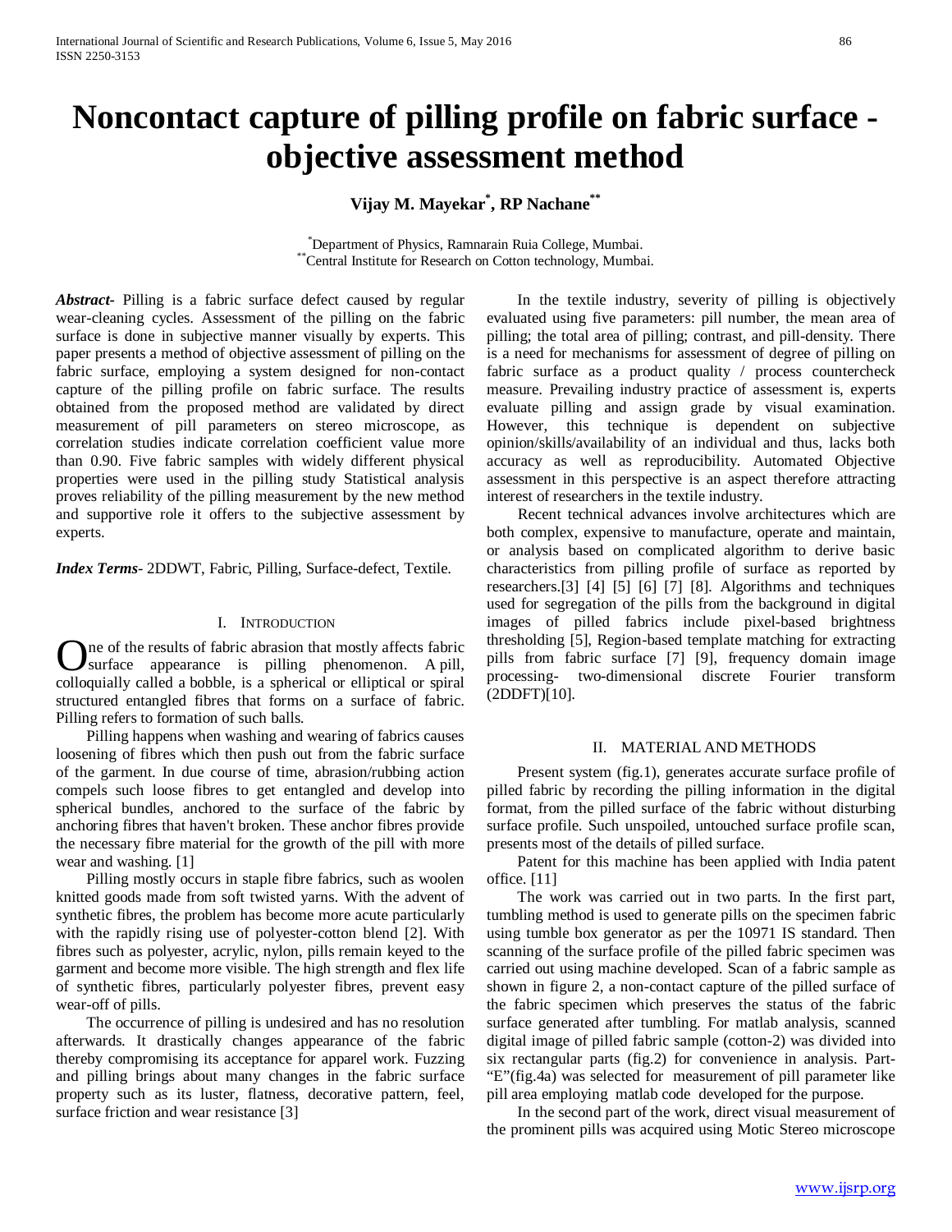# Noncontact capture of pilling profile on fabric surface - objective assessment method

**Vijay M. Mayekar[*], RP Nachane[**]**

[*]Department of Physics, Ramnarain Ruia College, Mumbai.
[**]Central Institute for Research on Cotton technology, Mumbai.

***Abstract***- Pilling is a fabric surface defect caused by regular wear-cleaning cycles. Assessment of the pilling on the fabric surface is done in subjective manner visually by experts. This paper presents a method of objective assessment of pilling on the fabric surface, employing a system designed for non-contact capture of the pilling profile on fabric surface. The results obtained from the proposed method are validated by direct measurement of pill parameters on stereo microscope, as correlation studies indicate correlation coefficient value more than 0.90. Five fabric samples with widely different physical properties were used in the pilling study Statistical analysis proves reliability of the pilling measurement by the new method and supportive role it offers to the subjective assessment by experts.

***Index Terms***- 2DDWT, Fabric, Pilling, Surface-defect, Textile.

## I. Introduction

One of the results of fabric abrasion that mostly affects fabric surface appearance is pilling phenomenon. A pill, colloquially called a bobble, is a spherical or elliptical or spiral structured entangled fibres that forms on a surface of fabric. Pilling refers to formation of such balls.

Pilling happens when washing and wearing of fabrics causes loosening of fibres which then push out from the fabric surface of the garment. In due course of time, abrasion/rubbing action compels such loose fibres to get entangled and develop into spherical bundles, anchored to the surface of the fabric by anchoring fibres that haven't broken. These anchor fibres provide the necessary fibre material for the growth of the pill with more wear and washing. [1]

Pilling mostly occurs in staple fibre fabrics, such as woolen knitted goods made from soft twisted yarns. With the advent of synthetic fibres, the problem has become more acute particularly with the rapidly rising use of polyester-cotton blend [2]. With fibres such as polyester, acrylic, nylon, pills remain keyed to the garment and become more visible. The high strength and flex life of synthetic fibres, particularly polyester fibres, prevent easy wear-off of pills.

The occurrence of pilling is undesired and has no resolution afterwards. It drastically changes appearance of the fabric thereby compromising its acceptance for apparel work. Fuzzing and pilling brings about many changes in the fabric surface property such as its luster, flatness, decorative pattern, feel, surface friction and wear resistance [3]

In the textile industry, severity of pilling is objectively evaluated using five parameters: pill number, the mean area of pilling; the total area of pilling; contrast, and pill-density. There is a need for mechanisms for assessment of degree of pilling on fabric surface as a product quality / process countercheck measure. Prevailing industry practice of assessment is, experts evaluate pilling and assign grade by visual examination. However, this technique is dependent on subjective opinion/skills/availability of an individual and thus, lacks both accuracy as well as reproducibility. Automated Objective assessment in this perspective is an aspect therefore attracting interest of researchers in the textile industry.

Recent technical advances involve architectures which are both complex, expensive to manufacture, operate and maintain, or analysis based on complicated algorithm to derive basic characteristics from pilling profile of surface as reported by researchers.[3] [4] [5] [6] [7] [8]. Algorithms and techniques used for segregation of the pills from the background in digital images of pilled fabrics include pixel-based brightness thresholding [5], Region-based template matching for extracting pills from fabric surface [7] [9], frequency domain image processing- two-dimensional discrete Fourier transform (2DDFT)[10].

## II. Material and Methods

Present system (fig.1), generates accurate surface profile of pilled fabric by recording the pilling information in the digital format, from the pilled surface of the fabric without disturbing surface profile. Such unspoiled, untouched surface profile scan, presents most of the details of pilled surface.

Patent for this machine has been applied with India patent office. [11]

The work was carried out in two parts. In the first part, tumbling method is used to generate pills on the specimen fabric using tumble box generator as per the 10971 IS standard. Then scanning of the surface profile of the pilled fabric specimen was carried out using machine developed. Scan of a fabric sample as shown in figure 2, a non-contact capture of the pilled surface of the fabric specimen which preserves the status of the fabric surface generated after tumbling. For matlab analysis, scanned digital image of pilled fabric sample (cotton-2) was divided into six rectangular parts (fig.2) for convenience in analysis. Part-"E"(fig.4a) was selected for measurement of pill parameter like pill area employing matlab code developed for the purpose.

In the second part of the work, direct visual measurement of the prominent pills was acquired using Motic Stereo microscope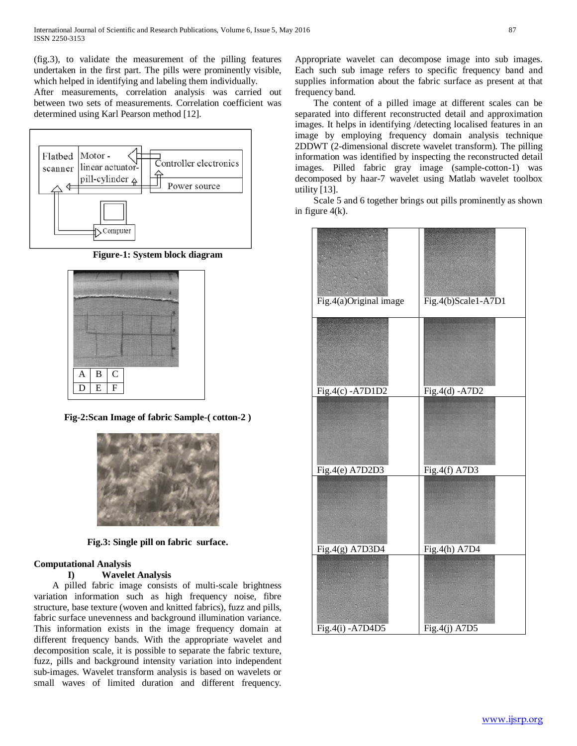(fig.3), to validate the measurement of the pilling features undertaken in the first part. The pills were prominently visible, which helped in identifying and labeling them individually.

After measurements, correlation analysis was carried out between two sets of measurements. Correlation coefficient was determined using Karl Pearson method [12].

**Figure-1: System block diagram**

| A | B | C |
|---|---|---|
| D | E | F |

**Fig-2:Scan Image of fabric Sample-( cotton-2 )**

**Fig.3: Single pill on fabric surface.**

**Computational Analysis**

**I) Wavelet Analysis**

A pilled fabric image consists of multi-scale brightness variation information such as high frequency noise, fibre structure, base texture (woven and knitted fabrics), fuzz and pills, fabric surface unevenness and background illumination variance. This information exists in the image frequency domain at different frequency bands. With the appropriate wavelet and decomposition scale, it is possible to separate the fabric texture, fuzz, pills and background intensity variation into independent sub-images. Wavelet transform analysis is based on wavelets or small waves of limited duration and different frequency. Appropriate wavelet can decompose image into sub images. Each such sub image refers to specific frequency band and supplies information about the fabric surface as present at that frequency band.

The content of a pilled image at different scales can be separated into different reconstructed detail and approximation images. It helps in identifying /detecting localised features in an image by employing frequency domain analysis technique 2DDWT (2-dimensional discrete wavelet transform). The pilling information was identified by inspecting the reconstructed detail images. Pilled fabric gray image (sample-cotton-1) was decomposed by haar-7 wavelet using Matlab wavelet toolbox utility [13].

Scale 5 and 6 together brings out pills prominently as shown in figure 4(k).

| | |
|---|---|
| Fig.4(a)Original image | Fig.4(b)Scale1-A7D1 |
| Fig.4(c) -A7D1D2 | Fig.4(d) -A7D2 |
| Fig.4(e) A7D2D3 | Fig.4(f) A7D3 |
| Fig.4(g) A7D3D4 | Fig.4(h) A7D4 |
| Fig.4(i) -A7D4D5 | Fig.4(j) A7D5 |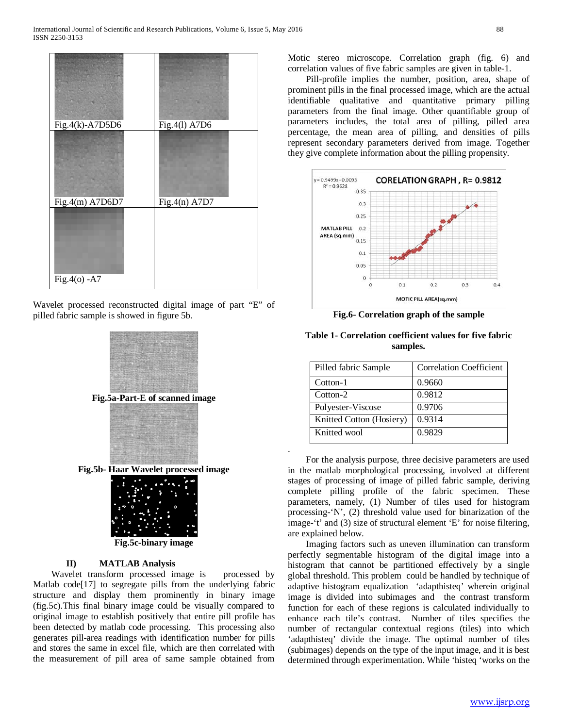Fig.4(k)-A7D5D6

Fig.4(l) A7D6

Fig.4(m) A7D6D7

Fig.4(n) A7D7

Fig.4(o) -A7

Wavelet processed reconstructed digital image of part "E" of pilled fabric sample is showed in figure 5b.

**Fig.5a-Part-E of scanned image**

**Fig.5b- Haar Wavelet processed image**

**Fig.5c-binary image**

### II) MATLAB Analysis

Wavelet transform processed image is processed by Matlab code[17] to segregate pills from the underlying fabric structure and display them prominently in binary image (fig.5c).This final binary image could be visually compared to original image to establish positively that entire pill profile has been detected by matlab code processing. This processing also generates pill-area readings with identification number for pills and stores the same in excel file, which are then correlated with the measurement of pill area of same sample obtained from Motic stereo microscope. Correlation graph (fig. 6) and correlation values of five fabric samples are given in table-1.

Pill-profile implies the number, position, area, shape of prominent pills in the final processed image, which are the actual identifiable qualitative and quantitative primary pilling parameters from the final image. Other quantifiable group of parameters includes, the total area of pilling, pilled area percentage, the mean area of pilling, and densities of pills represent secondary parameters derived from image. Together they give complete information about the pilling propensity.

**Fig.6- Correlation graph of the sample**

**Table 1- Correlation coefficient values for five fabric samples.**

| Pilled fabric Sample | Correlation Coefficient |
|---|---|
| Cotton-1 | 0.9660 |
| Cotton-2 | 0.9812 |
| Polyester-Viscose | 0.9706 |
| Knitted Cotton (Hosiery) | 0.9314 |
| Knitted wool | 0.9829 |

For the analysis purpose, three decisive parameters are used in the matlab morphological processing, involved at different stages of processing of image of pilled fabric sample, deriving complete pilling profile of the fabric specimen. These parameters, namely, (1) Number of tiles used for histogram processing-'N', (2) threshold value used for binarization of the image-'t' and (3) size of structural element 'E' for noise filtering, are explained below.

Imaging factors such as uneven illumination can transform perfectly segmentable histogram of the digital image into a histogram that cannot be partitioned effectively by a single global threshold. This problem could be handled by technique of adaptive histogram equalization 'adapthisteq' wherein original image is divided into subimages and the contrast transform function for each of these regions is calculated individually to enhance each tile's contrast. Number of tiles specifies the number of rectangular contextual regions (tiles) into which 'adapthisteq' divide the image. The optimal number of tiles (subimages) depends on the type of the input image, and it is best determined through experimentation. While 'histeq 'works on the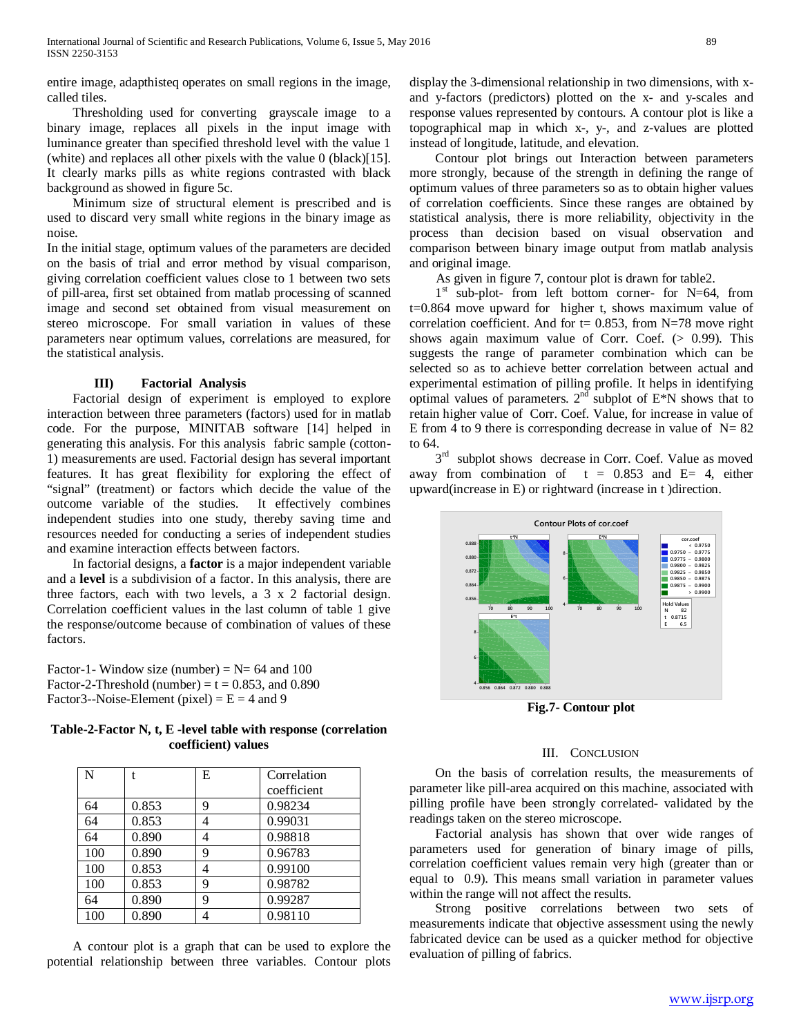entire image, adapthisteq operates on small regions in the image, called tiles.

Thresholding used for converting grayscale image to a binary image, replaces all pixels in the input image with luminance greater than specified threshold level with the value 1 (white) and replaces all other pixels with the value 0 (black)[15]. It clearly marks pills as white regions contrasted with black background as showed in figure 5c.

Minimum size of structural element is prescribed and is used to discard very small white regions in the binary image as noise.

In the initial stage, optimum values of the parameters are decided on the basis of trial and error method by visual comparison, giving correlation coefficient values close to 1 between two sets of pill-area, first set obtained from matlab processing of scanned image and second set obtained from visual measurement on stereo microscope. For small variation in values of these parameters near optimum values, correlations are measured, for the statistical analysis.

### III) Factorial Analysis

Factorial design of experiment is employed to explore interaction between three parameters (factors) used for in matlab code. For the purpose, MINITAB software [14] helped in generating this analysis. For this analysis fabric sample (cotton-1) measurements are used. Factorial design has several important features. It has great flexibility for exploring the effect of "signal" (treatment) or factors which decide the value of the outcome variable of the studies. It effectively combines independent studies into one study, thereby saving time and resources needed for conducting a series of independent studies and examine interaction effects between factors.

In factorial designs, a **factor** is a major independent variable and a **level** is a subdivision of a factor. In this analysis, there are three factors, each with two levels, a 3 x 2 factorial design. Correlation coefficient values in the last column of table 1 give the response/outcome because of combination of values of these factors.

Factor-1- Window size (number) = N= 64 and 100
Factor-2-Threshold (number) = t = 0.853, and 0.890
Factor3--Noise-Element (pixel) = E = 4 and 9

**Table-2-Factor N, t, E -level table with response (correlation coefficient) values**

| N | t | E | Correlation coefficient |
|---|---|---|---|
| 64 | 0.853 | 9 | 0.98234 |
| 64 | 0.853 | 4 | 0.99031 |
| 64 | 0.890 | 4 | 0.98818 |
| 100 | 0.890 | 9 | 0.96783 |
| 100 | 0.853 | 4 | 0.99100 |
| 100 | 0.853 | 9 | 0.98782 |
| 64 | 0.890 | 9 | 0.99287 |
| 100 | 0.890 | 4 | 0.98110 |

A contour plot is a graph that can be used to explore the potential relationship between three variables. Contour plots display the 3-dimensional relationship in two dimensions, with x- and y-factors (predictors) plotted on the x- and y-scales and response values represented by contours. A contour plot is like a topographical map in which x-, y-, and z-values are plotted instead of longitude, latitude, and elevation.

Contour plot brings out Interaction between parameters more strongly, because of the strength in defining the range of optimum values of three parameters so as to obtain higher values of correlation coefficients. Since these ranges are obtained by statistical analysis, there is more reliability, objectivity in the process than decision based on visual observation and comparison between binary image output from matlab analysis and original image.

As given in figure 7, contour plot is drawn for table2.

1st sub-plot- from left bottom corner- for N=64, from t=0.864 move upward for higher t, shows maximum value of correlation coefficient. And for t= 0.853, from N=78 move right shows again maximum value of Corr. Coef. (> 0.99). This suggests the range of parameter combination which can be selected so as to achieve better correlation between actual and experimental estimation of pilling profile. It helps in identifying optimal values of parameters. 2nd subplot of E*N shows that to retain higher value of Corr. Coef. Value, for increase in value of E from 4 to 9 there is corresponding decrease in value of N= 82 to 64.

3rd subplot shows decrease in Corr. Coef. Value as moved away from combination of t = 0.853 and E= 4, either upward(increase in E) or rightward (increase in t )direction.

**Fig.7- Contour plot**

## III. Conclusion

On the basis of correlation results, the measurements of parameter like pill-area acquired on this machine, associated with pilling profile have been strongly correlated- validated by the readings taken on the stereo microscope.

Factorial analysis has shown that over wide ranges of parameters used for generation of binary image of pills, correlation coefficient values remain very high (greater than or equal to 0.9). This means small variation in parameter values within the range will not affect the results.

Strong positive correlations between two sets of measurements indicate that objective assessment using the newly fabricated device can be used as a quicker method for objective evaluation of pilling of fabrics.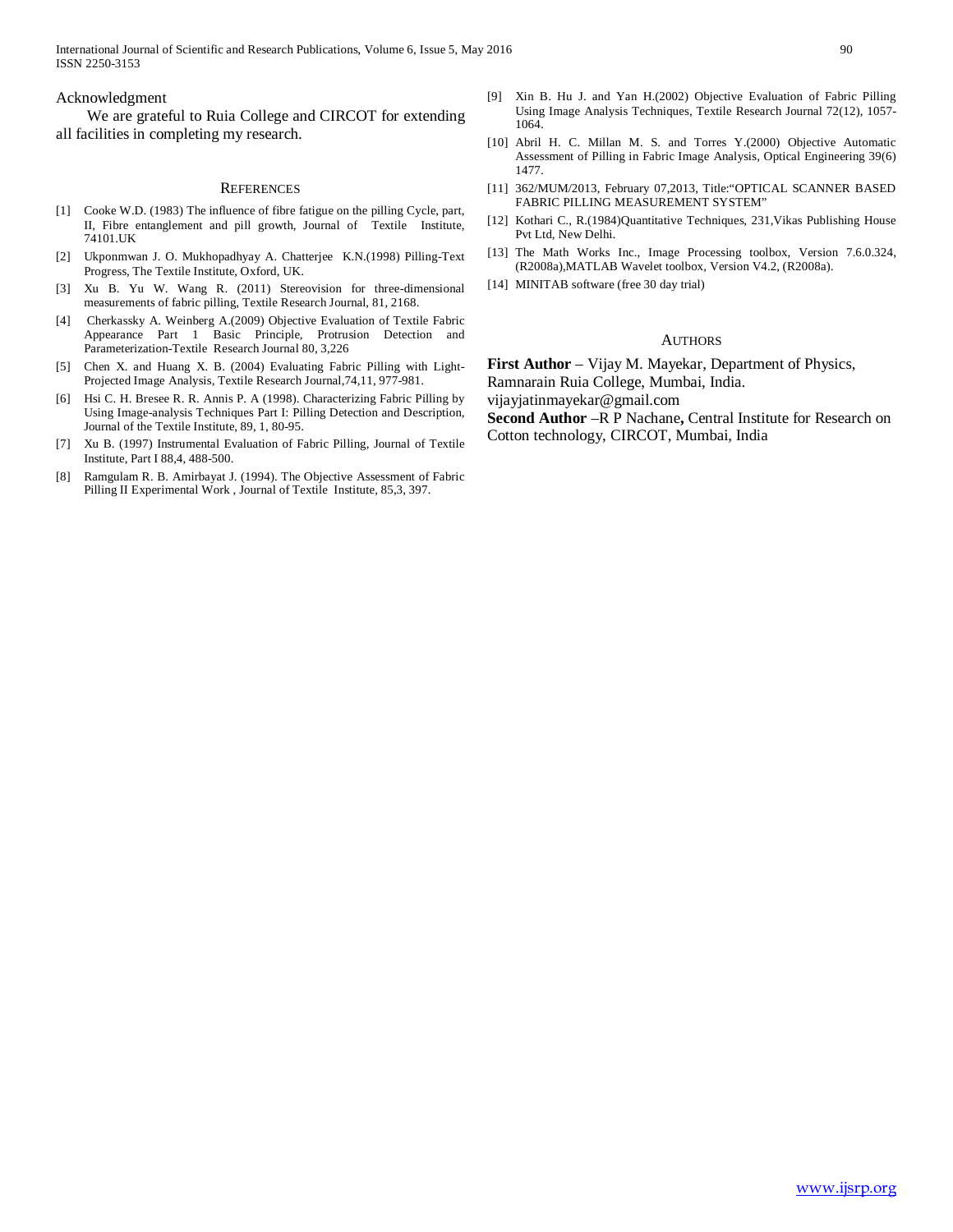## Acknowledgment

We are grateful to Ruia College and CIRCOT for extending all facilities in completing my research.

## References

[1] Cooke W.D. (1983) The influence of fibre fatigue on the pilling Cycle, part, II, Fibre entanglement and pill growth, Journal of Textile Institute, 74101.UK

[2] Ukponmwan J. O. Mukhopadhyay A. Chatterjee K.N.(1998) Pilling-Text Progress, The Textile Institute, Oxford, UK.

[3] Xu B. Yu W. Wang R. (2011) Stereovision for three-dimensional measurements of fabric pilling, Textile Research Journal, 81, 2168.

[4] Cherkassky A. Weinberg A.(2009) Objective Evaluation of Textile Fabric Appearance Part 1 Basic Principle, Protrusion Detection and Parameterization-Textile Research Journal 80, 3,226

[5] Chen X. and Huang X. B. (2004) Evaluating Fabric Pilling with Light-Projected Image Analysis, Textile Research Journal,74,11, 977-981.

[6] Hsi C. H. Bresee R. R. Annis P. A (1998). Characterizing Fabric Pilling by Using Image-analysis Techniques Part I: Pilling Detection and Description, Journal of the Textile Institute, 89, 1, 80-95.

[7] Xu B. (1997) Instrumental Evaluation of Fabric Pilling, Journal of Textile Institute, Part I 88,4, 488-500.

[8] Ramgulam R. B. Amirbayat J. (1994). The Objective Assessment of Fabric Pilling II Experimental Work , Journal of Textile Institute, 85,3, 397.

[9] Xin B. Hu J. and Yan H.(2002) Objective Evaluation of Fabric Pilling Using Image Analysis Techniques, Textile Research Journal 72(12), 1057-1064.

[10] Abril H. C. Millan M. S. and Torres Y.(2000) Objective Automatic Assessment of Pilling in Fabric Image Analysis, Optical Engineering 39(6) 1477.

[11] 362/MUM/2013, February 07,2013, Title:"OPTICAL SCANNER BASED FABRIC PILLING MEASUREMENT SYSTEM"

[12] Kothari C., R.(1984)Quantitative Techniques, 231,Vikas Publishing House Pvt Ltd, New Delhi.

[13] The Math Works Inc., Image Processing toolbox, Version 7.6.0.324, (R2008a),MATLAB Wavelet toolbox, Version V4.2, (R2008a).

[14] MINITAB software (free 30 day trial)

## Authors

**First Author** – Vijay M. Mayekar, Department of Physics, Ramnarain Ruia College, Mumbai, India.
vijayjatinmayekar@gmail.com

**Second Author** –R P Nachane**,** Central Institute for Research on Cotton technology, CIRCOT, Mumbai, India